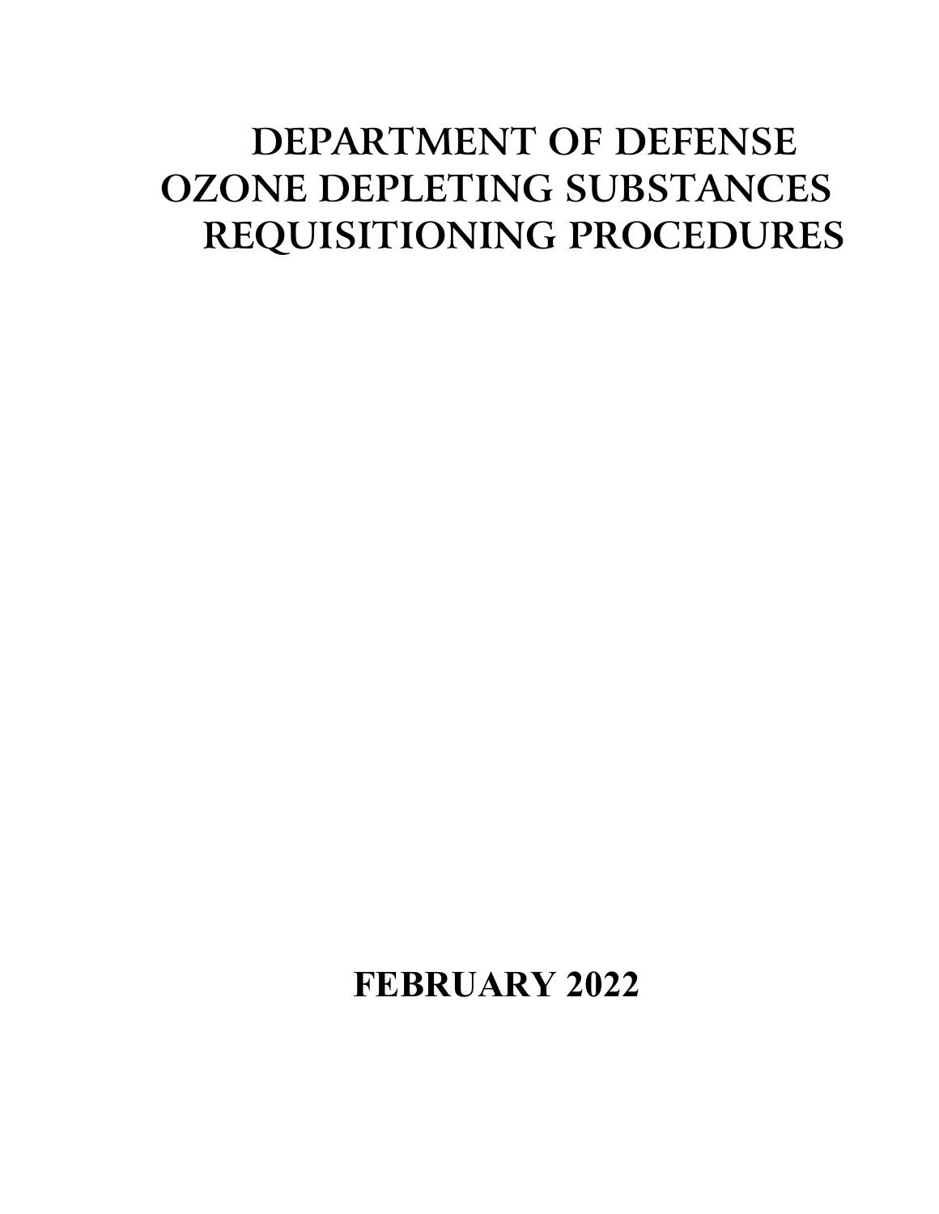# DEPARTMENT OF DEFENSE OZONE DEPLETING SUBSTANCES REQUISITIONING PROCEDURES

**FEBRUARY 2022**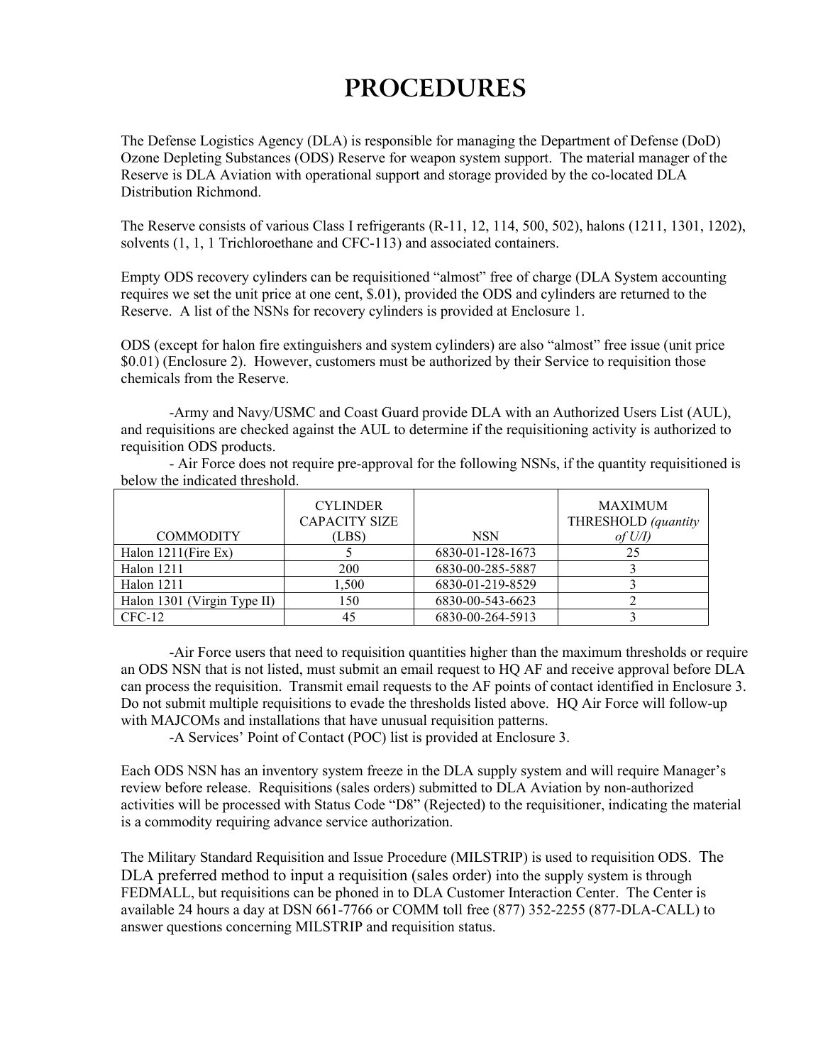# PROCEDURES

The Defense Logistics Agency (DLA) is responsible for managing the Department of Defense (DoD) Ozone Depleting Substances (ODS) Reserve for weapon system support. The material manager of the Reserve is DLA Aviation with operational support and storage provided by the co-located DLA Distribution Richmond.

The Reserve consists of various Class I refrigerants (R-11, 12, 114, 500, 502), halons (1211, 1301, 1202), solvents (1, 1, 1 Trichloroethane and CFC-113) and associated containers.

Empty ODS recovery cylinders can be requisitioned "almost" free of charge (DLA System accounting requires we set the unit price at one cent, $.01), provided the ODS and cylinders are returned to the Reserve. A list of the NSNs for recovery cylinders is provided at Enclosure 1.

ODS (except for halon fire extinguishers and system cylinders) are also "almost" free issue (unit price $0.01) (Enclosure 2). However, customers must be authorized by their Service to requisition those chemicals from the Reserve.

-Army and Navy/USMC and Coast Guard provide DLA with an Authorized Users List (AUL), and requisitions are checked against the AUL to determine if the requisitioning activity is authorized to requisition ODS products.

- Air Force does not require pre-approval for the following NSNs, if the quantity requisitioned is below the indicated threshold.

| COMMODITY | CYLINDER CAPACITY SIZE (LBS) | NSN | MAXIMUM THRESHOLD *(quantity of U/I)* |
|---|---|---|---|
| Halon 1211(Fire Ex) | 5 | 6830-01-128-1673 | 25 |
| Halon 1211 | 200 | 6830-00-285-5887 | 3 |
| Halon 1211 | 1,500 | 6830-01-219-8529 | 3 |
| Halon 1301 (Virgin Type II) | 150 | 6830-00-543-6623 | 2 |
| CFC-12 | 45 | 6830-00-264-5913 | 3 |

-Air Force users that need to requisition quantities higher than the maximum thresholds or require an ODS NSN that is not listed, must submit an email request to HQ AF and receive approval before DLA can process the requisition. Transmit email requests to the AF points of contact identified in Enclosure 3. Do not submit multiple requisitions to evade the thresholds listed above. HQ Air Force will follow-up with MAJCOMs and installations that have unusual requisition patterns.

-A Services' Point of Contact (POC) list is provided at Enclosure 3.

Each ODS NSN has an inventory system freeze in the DLA supply system and will require Manager's review before release. Requisitions (sales orders) submitted to DLA Aviation by non-authorized activities will be processed with Status Code "D8" (Rejected) to the requisitioner, indicating the material is a commodity requiring advance service authorization.

The Military Standard Requisition and Issue Procedure (MILSTRIP) is used to requisition ODS. The DLA preferred method to input a requisition (sales order) into the supply system is through FEDMALL, but requisitions can be phoned in to DLA Customer Interaction Center. The Center is available 24 hours a day at DSN 661-7766 or COMM toll free (877) 352-2255 (877-DLA-CALL) to answer questions concerning MILSTRIP and requisition status.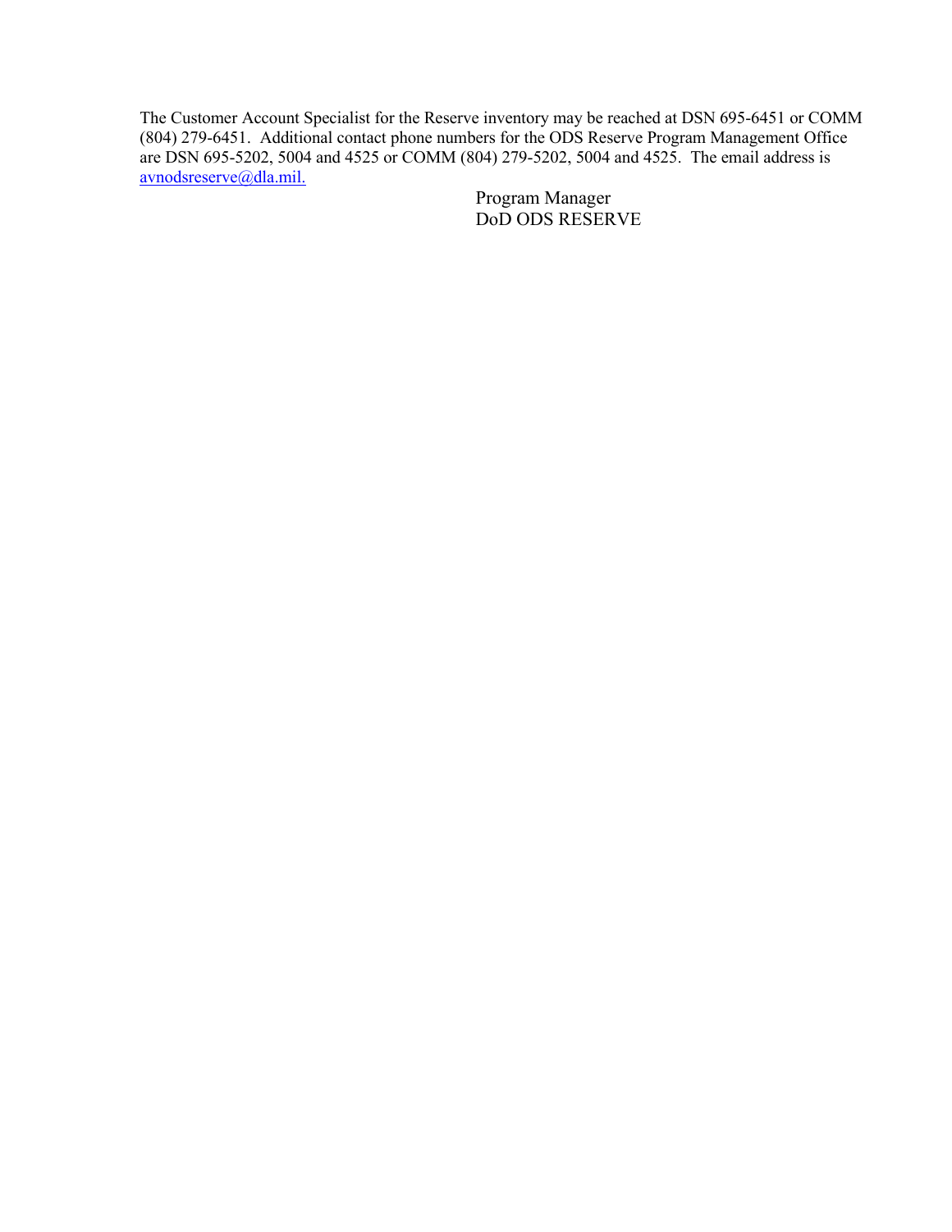The Customer Account Specialist for the Reserve inventory may be reached at DSN 695-6451 or COMM (804) 279-6451. Additional contact phone numbers for the ODS Reserve Program Management Office are DSN 695-5202, 5004 and 4525 or COMM (804) 279-5202, 5004 and 4525. The email address is avnodsreserve@dla.mil.

Program Manager
DoD ODS RESERVE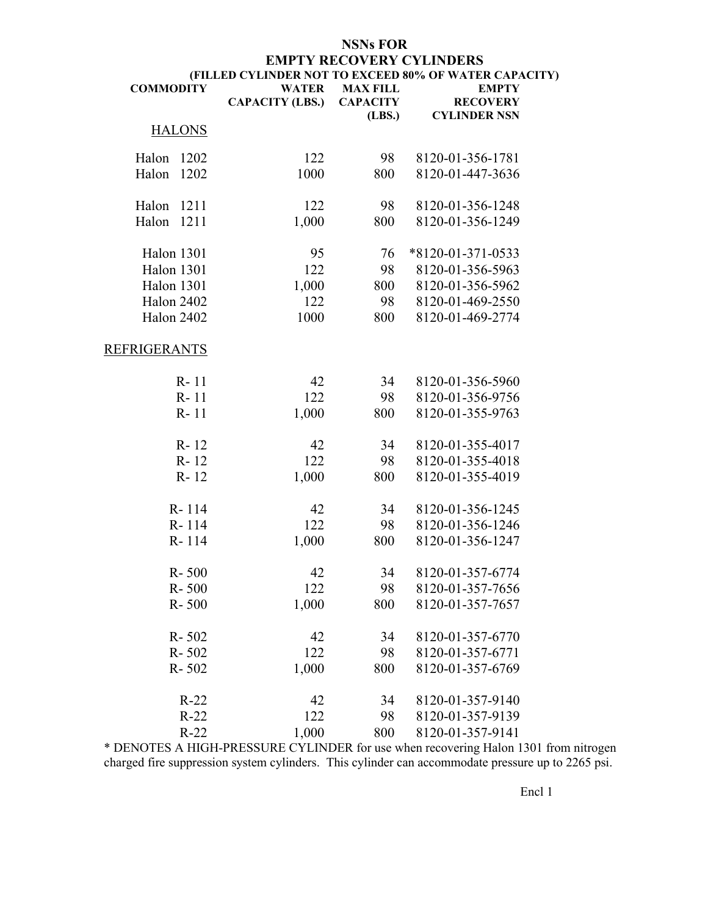# NSNs FOR EMPTY RECOVERY CYLINDERS

**(FILLED CYLINDER NOT TO EXCEED 80% OF WATER CAPACITY)**

| COMMODITY | WATER CAPACITY (LBS.) | MAX FILL CAPACITY (LBS.) | EMPTY RECOVERY CYLINDER NSN |
|---|---|---|---|
| <u>HALONS</u> | | | |
| Halon 1202 | 122 | 98 | 8120-01-356-1781 |
| Halon 1202 | 1000 | 800 | 8120-01-447-3636 |
| Halon 1211 | 122 | 98 | 8120-01-356-1248 |
| Halon 1211 | 1,000 | 800 | 8120-01-356-1249 |
| Halon 1301 | 95 | 76 | *8120-01-371-0533 |
| Halon 1301 | 122 | 98 | 8120-01-356-5963 |
| Halon 1301 | 1,000 | 800 | 8120-01-356-5962 |
| Halon 2402 | 122 | 98 | 8120-01-469-2550 |
| Halon 2402 | 1000 | 800 | 8120-01-469-2774 |
| <u>REFRIGERANTS</u> | | | |
| R- 11 | 42 | 34 | 8120-01-356-5960 |
| R- 11 | 122 | 98 | 8120-01-356-9756 |
| R- 11 | 1,000 | 800 | 8120-01-355-9763 |
| R- 12 | 42 | 34 | 8120-01-355-4017 |
| R- 12 | 122 | 98 | 8120-01-355-4018 |
| R- 12 | 1,000 | 800 | 8120-01-355-4019 |
| R- 114 | 42 | 34 | 8120-01-356-1245 |
| R- 114 | 122 | 98 | 8120-01-356-1246 |
| R- 114 | 1,000 | 800 | 8120-01-356-1247 |
| R- 500 | 42 | 34 | 8120-01-357-6774 |
| R- 500 | 122 | 98 | 8120-01-357-7656 |
| R- 500 | 1,000 | 800 | 8120-01-357-7657 |
| R- 502 | 42 | 34 | 8120-01-357-6770 |
| R- 502 | 122 | 98 | 8120-01-357-6771 |
| R- 502 | 1,000 | 800 | 8120-01-357-6769 |
| R-22 | 42 | 34 | 8120-01-357-9140 |
| R-22 | 122 | 98 | 8120-01-357-9139 |
| R-22 | 1,000 | 800 | 8120-01-357-9141 |

* DENOTES A HIGH-PRESSURE CYLINDER for use when recovering Halon 1301 from nitrogen charged fire suppression system cylinders. This cylinder can accommodate pressure up to 2265 psi.

Encl 1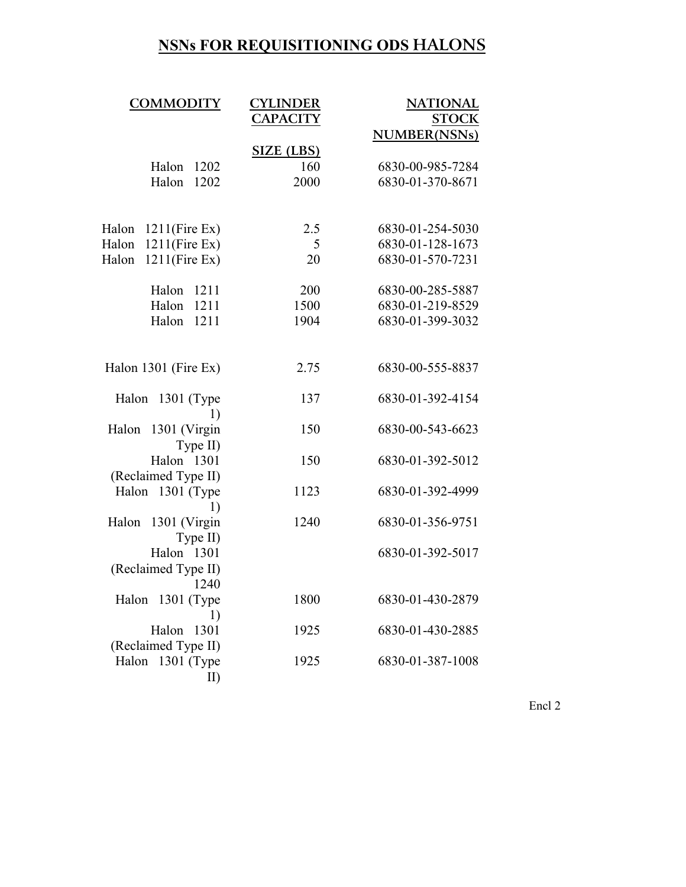# NSNs FOR REQUISITIONING ODS HALONS

| COMMODITY | CYLINDER CAPACITY SIZE (LBS) | NATIONAL STOCK NUMBER(NSNs) |
|---|---|---|
| Halon 1202 | 160 | 6830-00-985-7284 |
| Halon 1202 | 2000 | 6830-01-370-8671 |
| Halon 1211(Fire Ex) | 2.5 | 6830-01-254-5030 |
| Halon 1211(Fire Ex) | 5 | 6830-01-128-1673 |
| Halon 1211(Fire Ex) | 20 | 6830-01-570-7231 |
| Halon 1211 | 200 | 6830-00-285-5887 |
| Halon 1211 | 1500 | 6830-01-219-8529 |
| Halon 1211 | 1904 | 6830-01-399-3032 |
| Halon 1301 (Fire Ex) | 2.75 | 6830-00-555-8837 |
| Halon 1301 (Type 1) | 137 | 6830-01-392-4154 |
| Halon 1301 (Virgin Type II) | 150 | 6830-00-543-6623 |
| Halon 1301 (Reclaimed Type II) | 150 | 6830-01-392-5012 |
| Halon 1301 (Type 1) | 1123 | 6830-01-392-4999 |
| Halon 1301 (Virgin Type II) | 1240 | 6830-01-356-9751 |
| Halon 1301 (Reclaimed Type II) 1240 | | 6830-01-392-5017 |
| Halon 1301 (Type 1) | 1800 | 6830-01-430-2879 |
| Halon 1301 (Reclaimed Type II) | 1925 | 6830-01-430-2885 |
| Halon 1301 (Type II) | 1925 | 6830-01-387-1008 |

Encl 2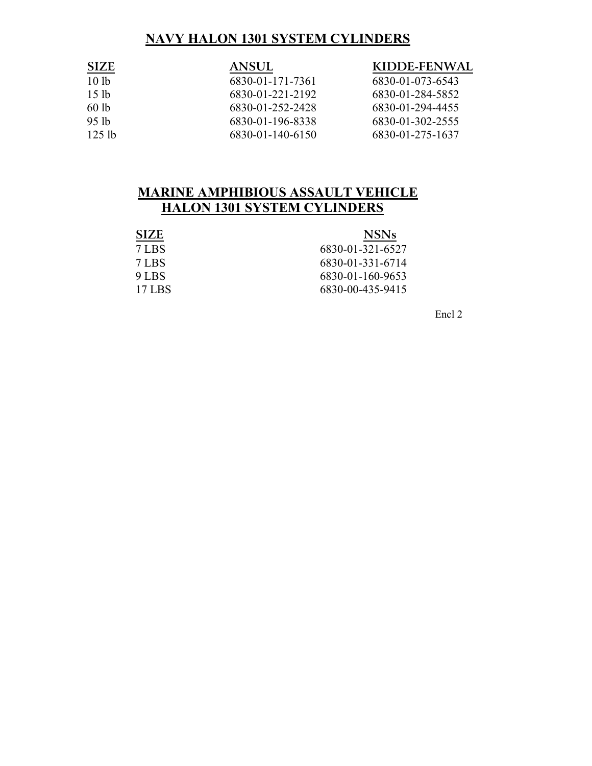## NAVY HALON 1301 SYSTEM CYLINDERS

| SIZE | ANSUL | KIDDE-FENWAL |
| --- | --- | --- |
| 10 lb | 6830-01-171-7361 | 6830-01-073-6543 |
| 15 lb | 6830-01-221-2192 | 6830-01-284-5852 |
| 60 lb | 6830-01-252-2428 | 6830-01-294-4455 |
| 95 lb | 6830-01-196-8338 | 6830-01-302-2555 |
| 125 lb | 6830-01-140-6150 | 6830-01-275-1637 |

## MARINE AMPHIBIOUS ASSAULT VEHICLE HALON 1301 SYSTEM CYLINDERS

| SIZE | NSNs |
| --- | --- |
| 7 LBS | 6830-01-321-6527 |
| 7 LBS | 6830-01-331-6714 |
| 9 LBS | 6830-01-160-9653 |
| 17 LBS | 6830-00-435-9415 |

Encl 2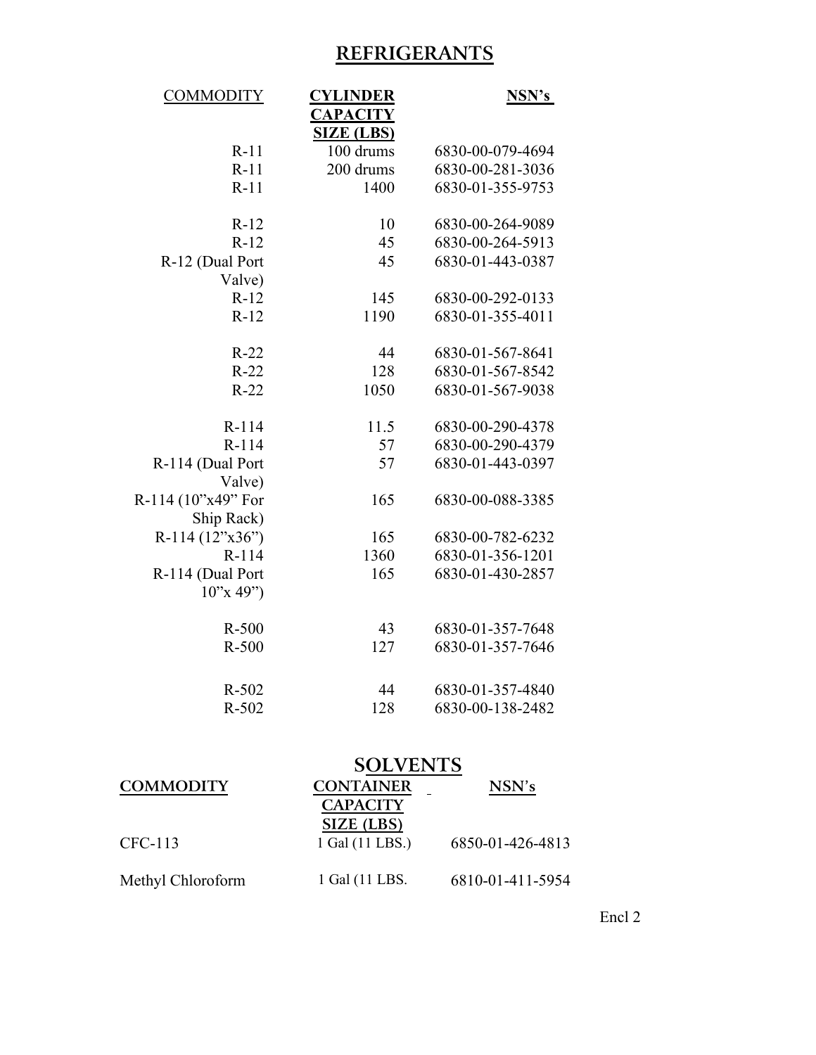# REFRIGERANTS

| COMMODITY | CYLINDER CAPACITY SIZE (LBS) | NSN's |
|---|---|---|
| R-11 | 100 drums | 6830-00-079-4694 |
| R-11 | 200 drums | 6830-00-281-3036 |
| R-11 | 1400 | 6830-01-355-9753 |
| R-12 | 10 | 6830-00-264-9089 |
| R-12 | 45 | 6830-00-264-5913 |
| R-12 (Dual Port Valve) | 45 | 6830-01-443-0387 |
| R-12 | 145 | 6830-00-292-0133 |
| R-12 | 1190 | 6830-01-355-4011 |
| R-22 | 44 | 6830-01-567-8641 |
| R-22 | 128 | 6830-01-567-8542 |
| R-22 | 1050 | 6830-01-567-9038 |
| R-114 | 11.5 | 6830-00-290-4378 |
| R-114 | 57 | 6830-00-290-4379 |
| R-114 (Dual Port Valve) | 57 | 6830-01-443-0397 |
| R-114 (10"x49" For Ship Rack) | 165 | 6830-00-088-3385 |
| R-114 (12"x36") | 165 | 6830-00-782-6232 |
| R-114 | 1360 | 6830-01-356-1201 |
| R-114 (Dual Port 10"x 49") | 165 | 6830-01-430-2857 |
| R-500 | 43 | 6830-01-357-7648 |
| R-500 | 127 | 6830-01-357-7646 |
| R-502 | 44 | 6830-01-357-4840 |
| R-502 | 128 | 6830-00-138-2482 |

# SOLVENTS

| COMMODITY | CONTAINER CAPACITY SIZE (LBS) | NSN's |
|---|---|---|
| CFC-113 | 1 Gal (11 LBS.) | 6850-01-426-4813 |
| Methyl Chloroform | 1 Gal (11 LBS. | 6810-01-411-5954 |

Encl 2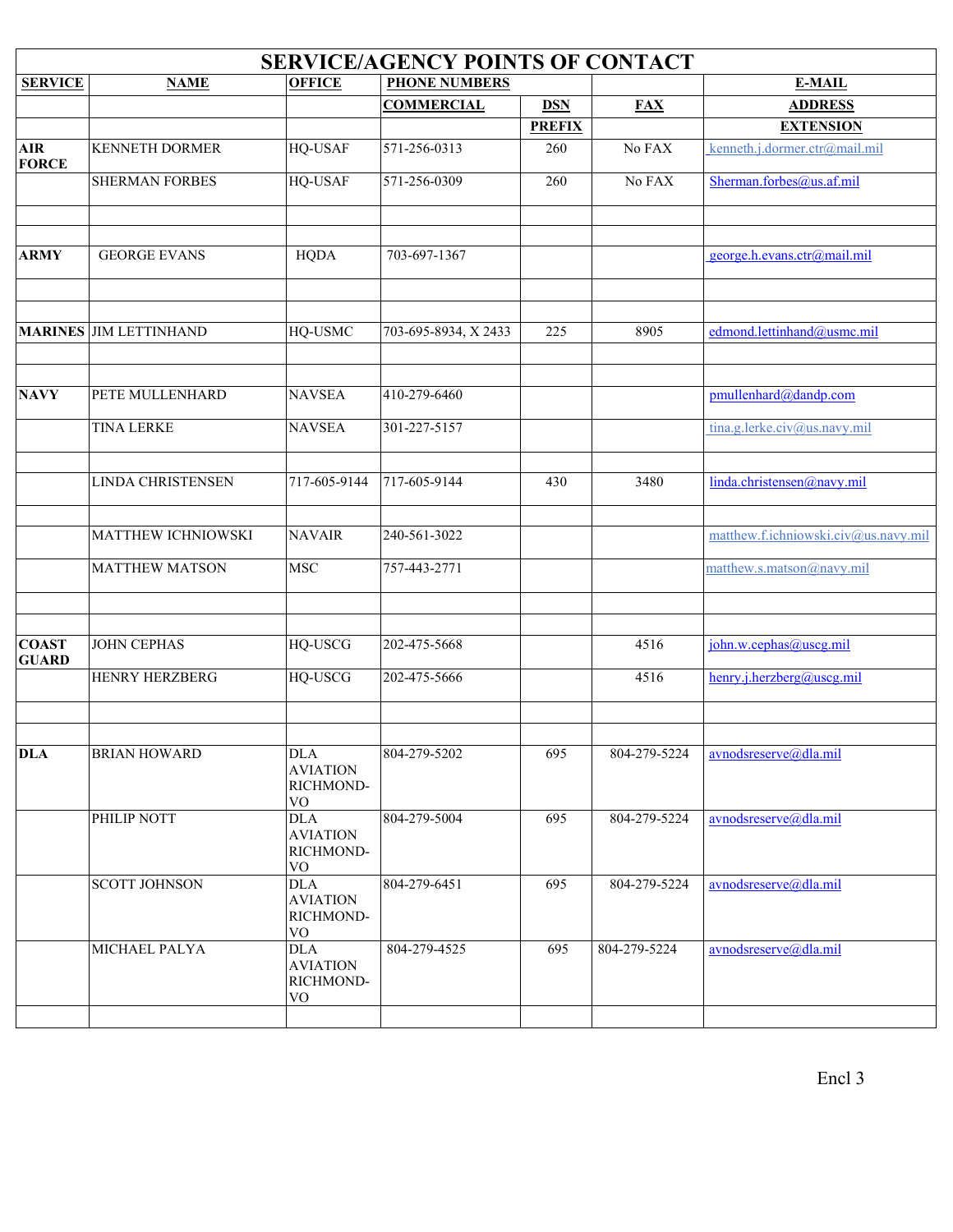# SERVICE/AGENCY POINTS OF CONTACT

| SERVICE | NAME | OFFICE | PHONE NUMBERS | | | E-MAIL |
|---|---|---|---|---|---|---|
| | | | COMMERCIAL | DSN | FAX | ADDRESS |
| | | | | PREFIX | | EXTENSION |
| AIR FORCE | KENNETH DORMER | HQ-USAF | 571-256-0313 | 260 | No FAX | kenneth.j.dormer.ctr@mail.mil |
| | SHERMAN FORBES | HQ-USAF | 571-256-0309 | 260 | No FAX | Sherman.forbes@us.af.mil |
| | | | | | | |
| | | | | | | |
| ARMY | GEORGE EVANS | HQDA | 703-697-1367 | | | george.h.evans.ctr@mail.mil |
| | | | | | | |
| | | | | | | |
| MARINES | JIM LETTINHAND | HQ-USMC | 703-695-8934, X 2433 | 225 | 8905 | edmond.lettinhand@usmc.mil |
| | | | | | | |
| | | | | | | |
| NAVY | PETE MULLENHARD | NAVSEA | 410-279-6460 | | | pmullenhard@dandp.com |
| | TINA LERKE | NAVSEA | 301-227-5157 | | | tina.g.lerke.civ@us.navy.mil |
| | | | | | | |
| | LINDA CHRISTENSEN | 717-605-9144 | 717-605-9144 | 430 | 3480 | linda.christensen@navy.mil |
| | | | | | | |
| | MATTHEW ICHNIOWSKI | NAVAIR | 240-561-3022 | | | matthew.f.ichniowski.civ@us.navy.mil |
| | MATTHEW MATSON | MSC | 757-443-2771 | | | matthew.s.matson@navy.mil |
| | | | | | | |
| | | | | | | |
| COAST GUARD | JOHN CEPHAS | HQ-USCG | 202-475-5668 | | 4516 | john.w.cephas@uscg.mil |
| | HENRY HERZBERG | HQ-USCG | 202-475-5666 | | 4516 | henry.j.herzberg@uscg.mil |
| | | | | | | |
| | | | | | | |
| DLA | BRIAN HOWARD | DLA AVIATION RICHMOND-VO | 804-279-5202 | 695 | 804-279-5224 | avnodsreserve@dla.mil |
| | PHILIP NOTT | DLA AVIATION RICHMOND-VO | 804-279-5004 | 695 | 804-279-5224 | avnodsreserve@dla.mil |
| | SCOTT JOHNSON | DLA AVIATION RICHMOND-VO | 804-279-6451 | 695 | 804-279-5224 | avnodsreserve@dla.mil |
| | MICHAEL PALYA | DLA AVIATION RICHMOND-VO | 804-279-4525 | 695 | 804-279-5224 | avnodsreserve@dla.mil |
| | | | | | | |

Encl 3